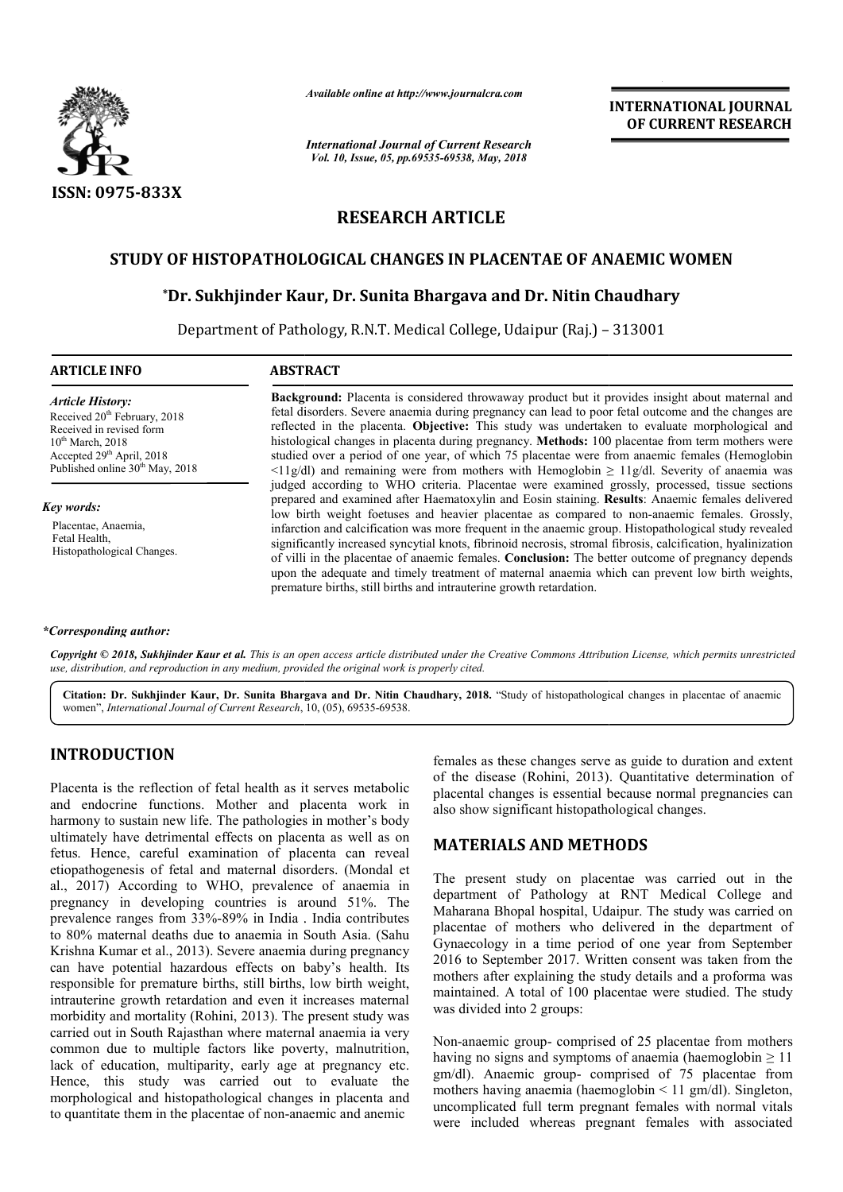ISSN: 0975-833X

*Available online at http://www.journalcra.com*

*International Journal of Current Research*
*Vol. 10, Issue, 05, pp.69535-69538, May, 2018*

**INTERNATIONAL JOURNAL OF CURRENT RESEARCH**

# RESEARCH ARTICLE

## STUDY OF HISTOPATHOLOGICAL CHANGES IN PLACENTAE OF ANAEMIC WOMEN

**\*Dr. Sukhjinder Kaur, Dr. Sunita Bhargava and Dr. Nitin Chaudhary**

Department of Pathology, R.N.T. Medical College, Udaipur (Raj.) – 313001

### ARTICLE INFO

*Article History:*
Received 20th February, 2018
Received in revised form
10th March, 2018
Accepted 29th April, 2018
Published online 30th May, 2018

*Key words:*
Placentae, Anaemia,
Fetal Health,
Histopathological Changes.

*\*Corresponding author:*

### ABSTRACT

**Background:** Placenta is considered throwaway product but it provides insight about maternal and fetal disorders. Severe anaemia during pregnancy can lead to poor fetal outcome and the changes are reflected in the placenta. **Objective:** This study was undertaken to evaluate morphological and histological changes in placenta during pregnancy. **Methods:** 100 placentae from term mothers were studied over a period of one year, of which 75 placentae were from anaemic females (Hemoglobin <11g/dl) and remaining were from mothers with Hemoglobin ≥ 11g/dl. Severity of anaemia was judged according to WHO criteria. Placentae were examined grossly, processed, tissue sections prepared and examined after Haematoxylin and Eosin staining. **Results**: Anaemic females delivered low birth weight foetuses and heavier placentae as compared to non-anaemic females. Grossly, infarction and calcification was more frequent in the anaemic group. Histopathological study revealed significantly increased syncytial knots, fibrinoid necrosis, stromal fibrosis, calcification, hyalinization of villi in the placentae of anaemic females. **Conclusion:** The better outcome of pregnancy depends upon the adequate and timely treatment of maternal anaemia which can prevent low birth weights, premature births, still births and intrauterine growth retardation.

*Copyright © 2018, Sukhjinder Kaur et al. This is an open access article distributed under the Creative Commons Attribution License, which permits unrestricted use, distribution, and reproduction in any medium, provided the original work is properly cited.*

**Citation: Dr. Sukhjinder Kaur, Dr. Sunita Bhargava and Dr. Nitin Chaudhary, 2018.** "Study of histopathological changes in placentae of anaemic women", *International Journal of Current Research*, 10, (05), 69535-69538.

## INTRODUCTION

Placenta is the reflection of fetal health as it serves metabolic and endocrine functions. Mother and placenta work in harmony to sustain new life. The pathologies in mother's body ultimately have detrimental effects on placenta as well as on fetus. Hence, careful examination of placenta can reveal etiopathogenesis of fetal and maternal disorders. (Mondal et al., 2017) According to WHO, prevalence of anaemia in pregnancy in developing countries is around 51%. The prevalence ranges from 33%-89% in India . India contributes to 80% maternal deaths due to anaemia in South Asia. (Sahu Krishna Kumar et al., 2013). Severe anaemia during pregnancy can have potential hazardous effects on baby's health. Its responsible for premature births, still births, low birth weight, intrauterine growth retardation and even it increases maternal morbidity and mortality (Rohini, 2013). The present study was carried out in South Rajasthan where maternal anaemia ia very common due to multiple factors like poverty, malnutrition, lack of education, multiparity, early age at pregnancy etc. Hence, this study was carried out to evaluate the morphological and histopathological changes in placenta and to quantitate them in the placentae of non-anaemic and anemic females as these changes serve as guide to duration and extent of the disease (Rohini, 2013). Quantitative determination of placental changes is essential because normal pregnancies can also show significant histopathological changes.

## MATERIALS AND METHODS

The present study on placentae was carried out in the department of Pathology at RNT Medical College and Maharana Bhopal hospital, Udaipur. The study was carried on placentae of mothers who delivered in the department of Gynaecology in a time period of one year from September 2016 to September 2017. Written consent was taken from the mothers after explaining the study details and a proforma was maintained. A total of 100 placentae were studied. The study was divided into 2 groups:

Non-anaemic group- comprised of 25 placentae from mothers having no signs and symptoms of anaemia (haemoglobin ≥ 11 gm/dl). Anaemic group- comprised of 75 placentae from mothers having anaemia (haemoglobin < 11 gm/dl). Singleton, uncomplicated full term pregnant females with normal vitals were included whereas pregnant females with associated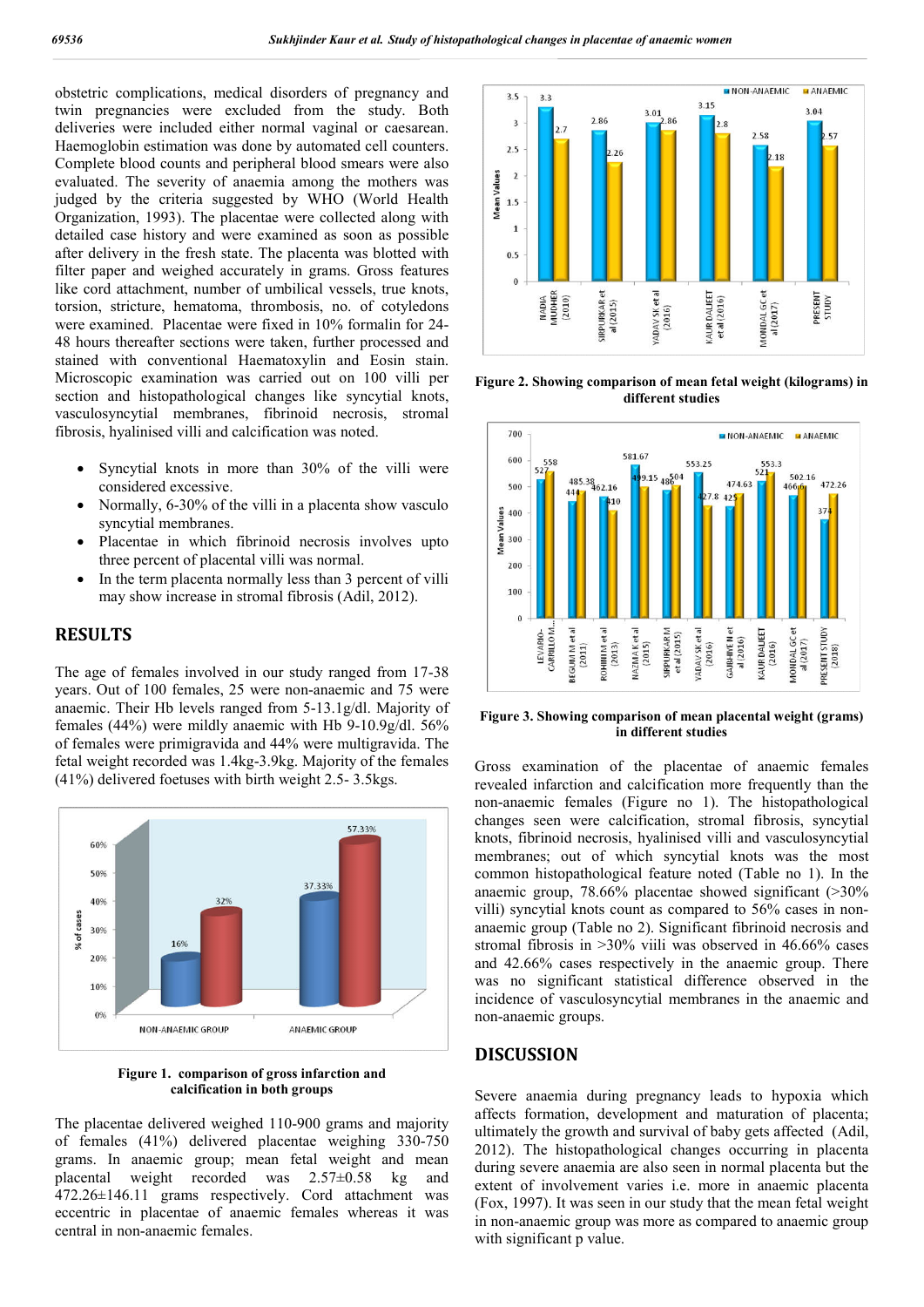obstetric complications, medical disorders of pregnancy and twin pregnancies were excluded from the study. Both deliveries were included either normal vaginal or caesarean. Haemoglobin estimation was done by automated cell counters. Complete blood counts and peripheral blood smears were also evaluated. The severity of anaemia among the mothers was judged by the criteria suggested by WHO (World Health Organization, 1993). The placentae were collected along with detailed case history and were examined as soon as possible after delivery in the fresh state. The placenta was blotted with filter paper and weighed accurately in grams. Gross features like cord attachment, number of umbilical vessels, true knots, torsion, stricture, hematoma, thrombosis, no. of cotyledons were examined. Placentae were fixed in 10% formalin for 24-48 hours thereafter sections were taken, further processed and stained with conventional Haematoxylin and Eosin stain. Microscopic examination was carried out on 100 villi per section and histopathological changes like syncytial knots, vasculosyncytial membranes, fibrinoid necrosis, stromal fibrosis, hyalinised villi and calcification was noted.

- Syncytial knots in more than 30% of the villi were considered excessive.
- Normally, 6-30% of the villi in a placenta show vasculo syncytial membranes.
- Placentae in which fibrinoid necrosis involves upto three percent of placental villi was normal.
- In the term placenta normally less than 3 percent of villi may show increase in stromal fibrosis (Adil, 2012).

## RESULTS

The age of females involved in our study ranged from 17-38 years. Out of 100 females, 25 were non-anaemic and 75 were anaemic. Their Hb levels ranged from 5-13.1g/dl. Majority of females (44%) were mildly anaemic with Hb 9-10.9g/dl. 56% of females were primigravida and 44% were multigravida. The fetal weight recorded was 1.4kg-3.9kg. Majority of the females (41%) delivered foetuses with birth weight 2.5- 3.5kgs.

**Figure 1. comparison of gross infarction and calcification in both groups**

The placentae delivered weighed 110-900 grams and majority of females (41%) delivered placentae weighing 330-750 grams. In anaemic group; mean fetal weight and mean placental weight recorded was 2.57±0.58 kg and 472.26±146.11 grams respectively. Cord attachment was eccentric in placentae of anaemic females whereas it was central in non-anaemic females.

**Figure 2. Showing comparison of mean fetal weight (kilograms) in different studies**

**Figure 3. Showing comparison of mean placental weight (grams) in different studies**

Gross examination of the placentae of anaemic females revealed infarction and calcification more frequently than the non-anaemic females (Figure no 1). The histopathological changes seen were calcification, stromal fibrosis, syncytial knots, fibrinoid necrosis, hyalinised villi and vasculosyncytial membranes; out of which syncytial knots was the most common histopathological feature noted (Table no 1). In the anaemic group, 78.66% placentae showed significant (>30% villi) syncytial knots count as compared to 56% cases in non-anaemic group (Table no 2). Significant fibrinoid necrosis and stromal fibrosis in >30% viili was observed in 46.66% cases and 42.66% cases respectively in the anaemic group. There was no significant statistical difference observed in the incidence of vasculosyncytial membranes in the anaemic and non-anaemic groups.

## DISCUSSION

Severe anaemia during pregnancy leads to hypoxia which affects formation, development and maturation of placenta; ultimately the growth and survival of baby gets affected (Adil, 2012). The histopathological changes occurring in placenta during severe anaemia are also seen in normal placenta but the extent of involvement varies i.e. more in anaemic placenta (Fox, 1997). It was seen in our study that the mean fetal weight in non-anaemic group was more as compared to anaemic group with significant p value.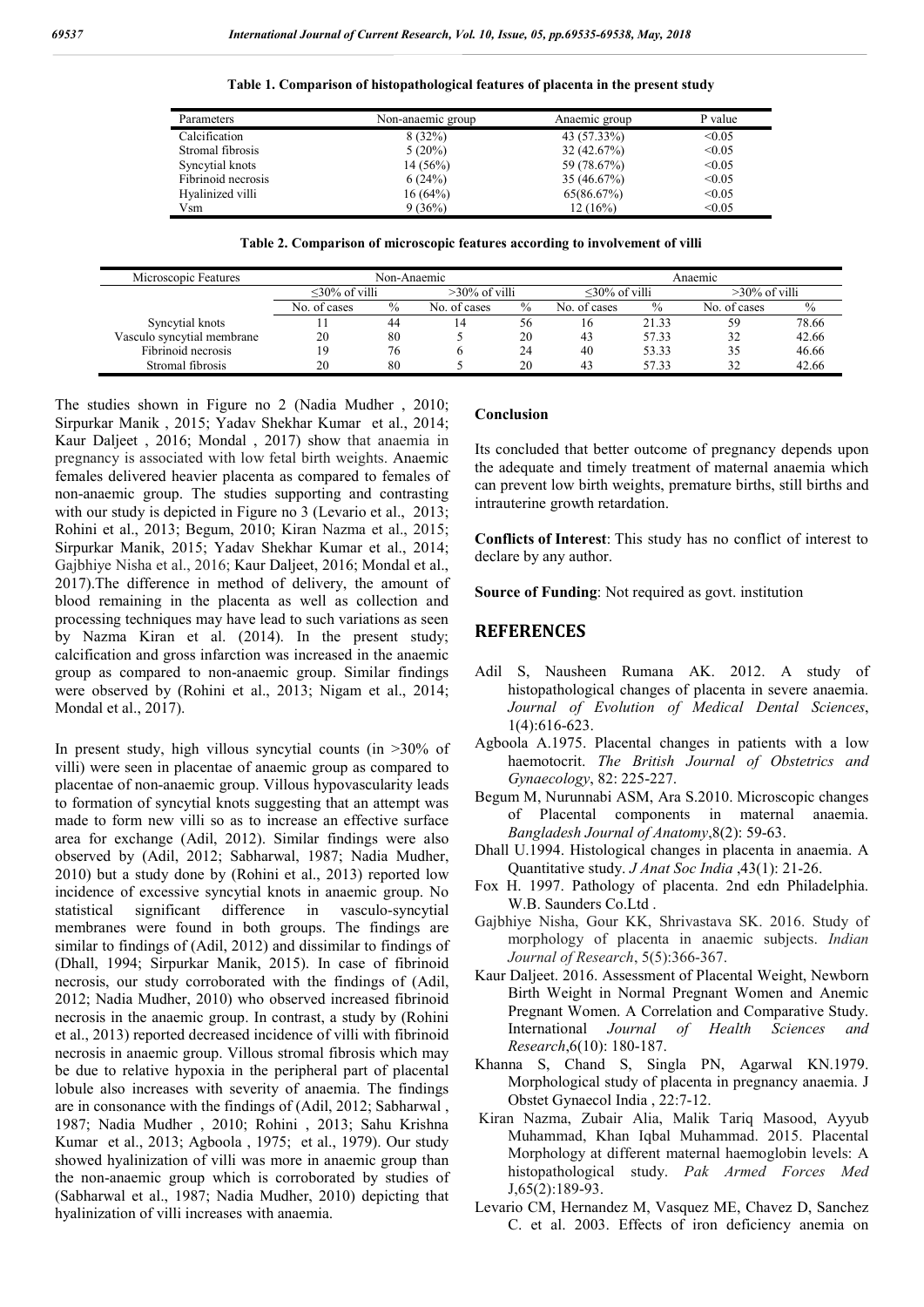**Table 1. Comparison of histopathological features of placenta in the present study**

| Parameters | Non-anaemic group | Anaemic group | P value |
|---|---|---|---|
| Calcification | 8 (32%) | 43 (57.33%) | <0.05 |
| Stromal fibrosis | 5 (20%) | 32 (42.67%) | <0.05 |
| Syncytial knots | 14 (56%) | 59 (78.67%) | <0.05 |
| Fibrinoid necrosis | 6 (24%) | 35 (46.67%) | <0.05 |
| Hyalinized villi | 16 (64%) | 65(86.67%) | <0.05 |
| Vsm | 9 (36%) | 12 (16%) | <0.05 |

**Table 2. Comparison of microscopic features according to involvement of villi**

| Microscopic Features | Non-Anaemic | | | | Anaemic | | | |
|---|---|---|---|---|---|---|---|---|
| | ≤30% of villi | | >30% of villi | | ≤30% of villi | | >30% of villi | |
| | No. of cases | % | No. of cases | % | No. of cases | % | No. of cases | % |
| Syncytial knots | 11 | 44 | 14 | 56 | 16 | 21.33 | 59 | 78.66 |
| Vasculo syncytial membrane | 20 | 80 | 5 | 20 | 43 | 57.33 | 32 | 42.66 |
| Fibrinoid necrosis | 19 | 76 | 6 | 24 | 40 | 53.33 | 35 | 46.66 |
| Stromal fibrosis | 20 | 80 | 5 | 20 | 43 | 57.33 | 32 | 42.66 |

The studies shown in Figure no 2 (Nadia Mudher , 2010; Sirpurkar Manik , 2015; Yadav Shekhar Kumar et al., 2014; Kaur Daljeet , 2016; Mondal , 2017) show that anaemia in pregnancy is associated with low fetal birth weights. Anaemic females delivered heavier placenta as compared to females of non-anaemic group. The studies supporting and contrasting with our study is depicted in Figure no 3 (Levario et al., 2013; Rohini et al., 2013; Begum, 2010; Kiran Nazma et al., 2015; Sirpurkar Manik, 2015; Yadav Shekhar Kumar et al., 2014; Gajbhiye Nisha et al., 2016; Kaur Daljeet, 2016; Mondal et al., 2017).The difference in method of delivery, the amount of blood remaining in the placenta as well as collection and processing techniques may have lead to such variations as seen by Nazma Kiran et al. (2014). In the present study; calcification and gross infarction was increased in the anaemic group as compared to non-anaemic group. Similar findings were observed by (Rohini et al., 2013; Nigam et al., 2014; Mondal et al., 2017).

In present study, high villous syncytial counts (in >30% of villi) were seen in placentae of anaemic group as compared to placentae of non-anaemic group. Villous hypovascularity leads to formation of syncytial knots suggesting that an attempt was made to form new villi so as to increase an effective surface area for exchange (Adil, 2012). Similar findings were also observed by (Adil, 2012; Sabharwal, 1987; Nadia Mudher, 2010) but a study done by (Rohini et al., 2013) reported low incidence of excessive syncytial knots in anaemic group. No statistical significant difference in vasculo-syncytial membranes were found in both groups. The findings are similar to findings of (Adil, 2012) and dissimilar to findings of (Dhall, 1994; Sirpurkar Manik, 2015). In case of fibrinoid necrosis, our study corroborated with the findings of (Adil, 2012; Nadia Mudher, 2010) who observed increased fibrinoid necrosis in the anaemic group. In contrast, a study by (Rohini et al., 2013) reported decreased incidence of villi with fibrinoid necrosis in anaemic group. Villous stromal fibrosis which may be due to relative hypoxia in the peripheral part of placental lobule also increases with severity of anaemia. The findings are in consonance with the findings of (Adil, 2012; Sabharwal , 1987; Nadia Mudher , 2010; Rohini , 2013; Sahu Krishna Kumar et al., 2013; Agboola , 1975; et al., 1979). Our study showed hyalinization of villi was more in anaemic group than the non-anaemic group which is corroborated by studies of (Sabharwal et al., 1987; Nadia Mudher, 2010) depicting that hyalinization of villi increases with anaemia.

## Conclusion

Its concluded that better outcome of pregnancy depends upon the adequate and timely treatment of maternal anaemia which can prevent low birth weights, premature births, still births and intrauterine growth retardation.

**Conflicts of Interest**: This study has no conflict of interest to declare by any author.

**Source of Funding**: Not required as govt. institution

## REFERENCES

Adil S, Nausheen Rumana AK. 2012. A study of histopathological changes of placenta in severe anaemia. *Journal of Evolution of Medical Dental Sciences*, 1(4):616-623.

Agboola A.1975. Placental changes in patients with a low haemotocrit. *The British Journal of Obstetrics and Gynaecology*, 82: 225-227.

Begum M, Nurunnabi ASM, Ara S.2010. Microscopic changes of Placental components in maternal anaemia. *Bangladesh Journal of Anatomy*,8(2): 59-63.

Dhall U.1994. Histological changes in placenta in anaemia. A Quantitative study. *J Anat Soc India* ,43(1): 21-26.

Fox H. 1997. Pathology of placenta. 2nd edn Philadelphia. W.B. Saunders Co.Ltd .

Gajbhiye Nisha, Gour KK, Shrivastava SK. 2016. Study of morphology of placenta in anaemic subjects. *Indian Journal of Research*, 5(5):366-367.

Kaur Daljeet. 2016. Assessment of Placental Weight, Newborn Birth Weight in Normal Pregnant Women and Anemic Pregnant Women. A Correlation and Comparative Study. International *Journal of Health Sciences and Research*,6(10): 180-187.

Khanna S, Chand S, Singla PN, Agarwal KN.1979. Morphological study of placenta in pregnancy anaemia. J Obstet Gynaecol India , 22:7-12.

Kiran Nazma, Zubair Alia, Malik Tariq Masood, Ayyub Muhammad, Khan Iqbal Muhammad. 2015. Placental Morphology at different maternal haemoglobin levels: A histopathological study. *Pak Armed Forces Med* J,65(2):189-93.

Levario CM, Hernandez M, Vasquez ME, Chavez D, Sanchez C. et al. 2003. Effects of iron deficiency anemia on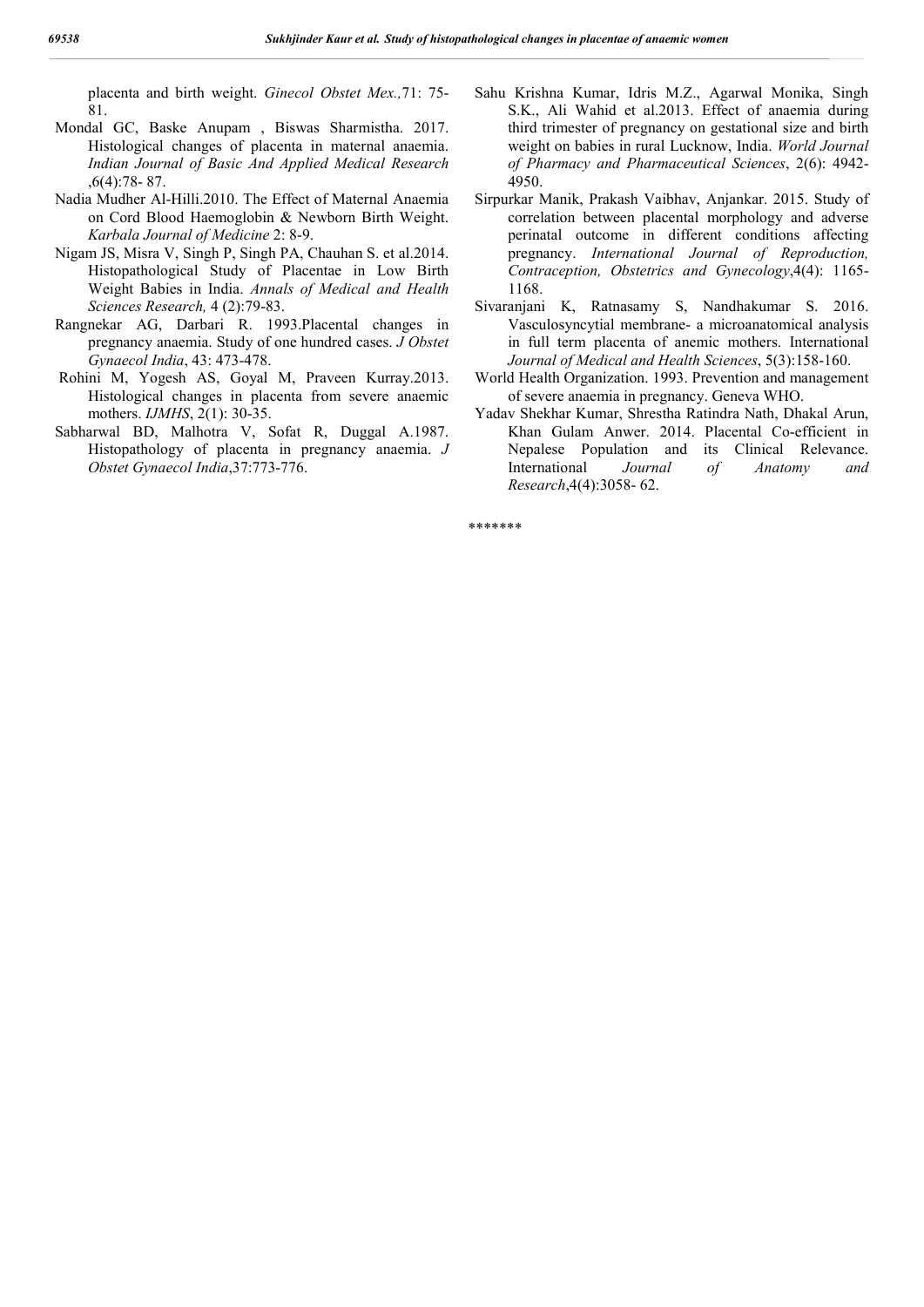placenta and birth weight. *Ginecol Obstet Mex.,*71: 75-81.

Mondal GC, Baske Anupam , Biswas Sharmistha. 2017. Histological changes of placenta in maternal anaemia. *Indian Journal of Basic And Applied Medical Research* ,6(4):78- 87.

Nadia Mudher Al-Hilli.2010. The Effect of Maternal Anaemia on Cord Blood Haemoglobin & Newborn Birth Weight. *Karbala Journal of Medicine* 2: 8-9.

Nigam JS, Misra V, Singh P, Singh PA, Chauhan S. et al.2014. Histopathological Study of Placentae in Low Birth Weight Babies in India. *Annals of Medical and Health Sciences Research,* 4 (2):79-83.

Rangnekar AG, Darbari R. 1993.Placental changes in pregnancy anaemia. Study of one hundred cases. *J Obstet Gynaecol India*, 43: 473-478.

Rohini M, Yogesh AS, Goyal M, Praveen Kurray.2013. Histological changes in placenta from severe anaemic mothers. *IJMHS*, 2(1): 30-35.

Sabharwal BD, Malhotra V, Sofat R, Duggal A.1987. Histopathology of placenta in pregnancy anaemia. *J Obstet Gynaecol India*,37:773-776.

Sahu Krishna Kumar, Idris M.Z., Agarwal Monika, Singh S.K., Ali Wahid et al.2013. Effect of anaemia during third trimester of pregnancy on gestational size and birth weight on babies in rural Lucknow, India. *World Journal of Pharmacy and Pharmaceutical Sciences*, 2(6): 4942-4950.

Sirpurkar Manik, Prakash Vaibhav, Anjankar. 2015. Study of correlation between placental morphology and adverse perinatal outcome in different conditions affecting pregnancy. *International Journal of Reproduction, Contraception, Obstetrics and Gynecology*,4(4): 1165-1168.

Sivaranjani K, Ratnasamy S, Nandhakumar S. 2016. Vasculosyncytial membrane- a microanatomical analysis in full term placenta of anemic mothers. International *Journal of Medical and Health Sciences*, 5(3):158-160.

World Health Organization. 1993. Prevention and management of severe anaemia in pregnancy. Geneva WHO.

Yadav Shekhar Kumar, Shrestha Ratindra Nath, Dhakal Arun, Khan Gulam Anwer. 2014. Placental Co-efficient in Nepalese Population and its Clinical Relevance. International *Journal of Anatomy and Research*,4(4):3058- 62.

*******